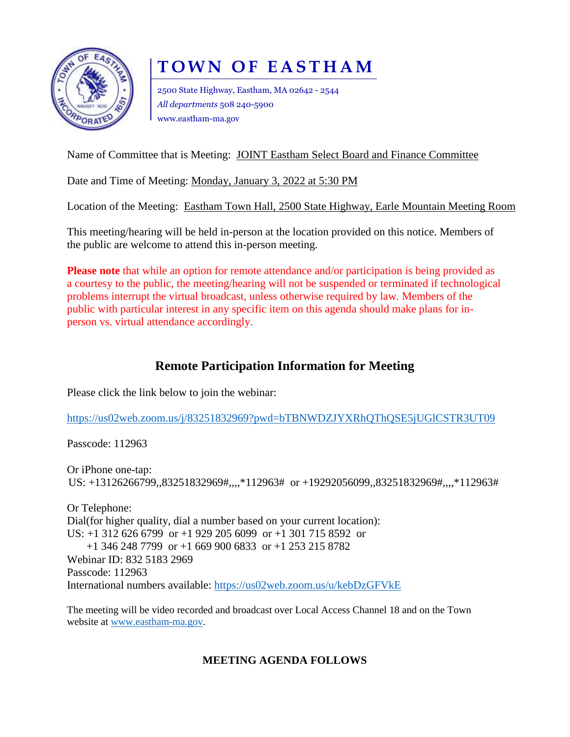# TOWN OF EASTHAM

2500 State Highway, Eastham, MA 02642 - 2544
*All departments* 508 240-5900
www.eastham-ma.gov

Name of Committee that is Meeting: JOINT Eastham Select Board and Finance Committee

Date and Time of Meeting: Monday, January 3, 2022 at 5:30 PM

Location of the Meeting: Eastham Town Hall, 2500 State Highway, Earle Mountain Meeting Room

This meeting/hearing will be held in-person at the location provided on this notice. Members of the public are welcome to attend this in-person meeting.

**Please note** that while an option for remote attendance and/or participation is being provided as a courtesy to the public, the meeting/hearing will not be suspended or terminated if technological problems interrupt the virtual broadcast, unless otherwise required by law. Members of the public with particular interest in any specific item on this agenda should make plans for in-person vs. virtual attendance accordingly.

## Remote Participation Information for Meeting

Please click the link below to join the webinar:

https://us02web.zoom.us/j/83251832969?pwd=bTBNWDZJYXRhQThQSE5jUGlCSTR3UT09

Passcode: 112963

Or iPhone one-tap:
US: +13126266799,,83251832969#,,,,*112963# or +19292056099,,83251832969#,,,,*112963#

Or Telephone:
Dial(for higher quality, dial a number based on your current location):
US: +1 312 626 6799 or +1 929 205 6099 or +1 301 715 8592 or
+1 346 248 7799 or +1 669 900 6833 or +1 253 215 8782
Webinar ID: 832 5183 2969
Passcode: 112963
International numbers available: https://us02web.zoom.us/u/kebDzGFVkE

The meeting will be video recorded and broadcast over Local Access Channel 18 and on the Town website at www.eastham-ma.gov.

**MEETING AGENDA FOLLOWS**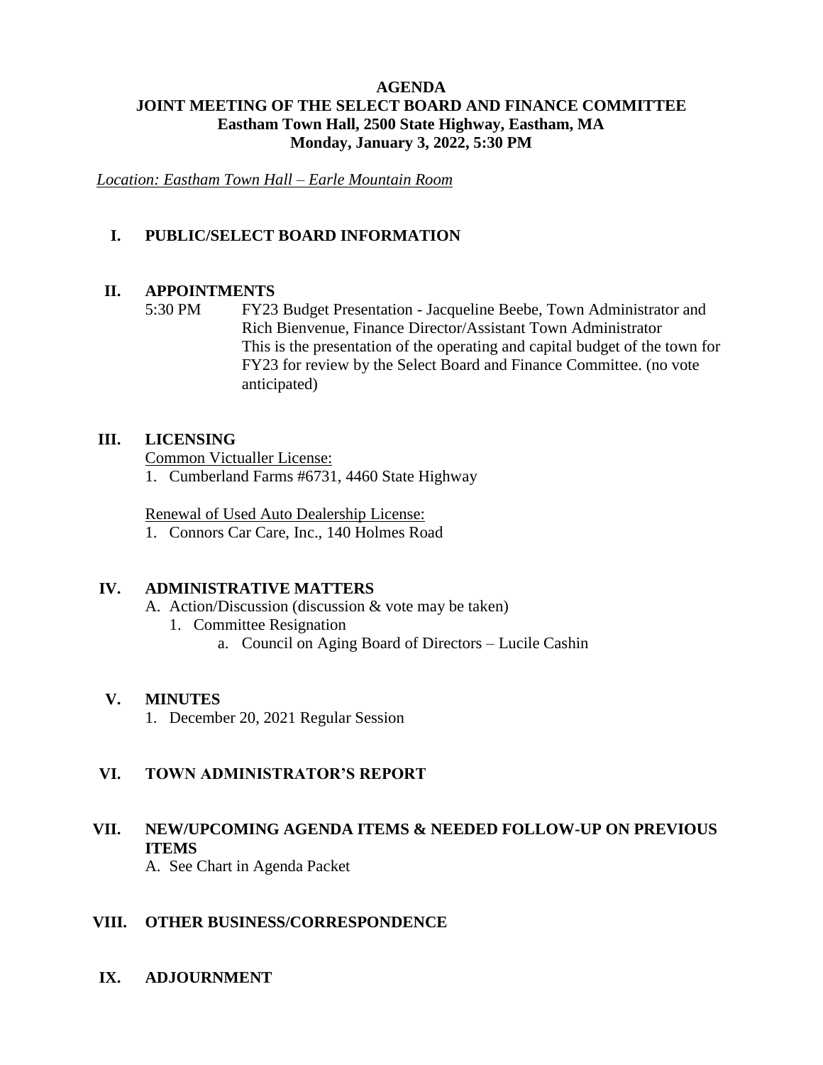**AGENDA**
**JOINT MEETING OF THE SELECT BOARD AND FINANCE COMMITTEE**
**Eastham Town Hall, 2500 State Highway, Eastham, MA**
**Monday, January 3, 2022, 5:30 PM**

*Location: Eastham Town Hall – Earle Mountain Room*

## I. PUBLIC/SELECT BOARD INFORMATION

## II. APPOINTMENTS

5:30 PM FY23 Budget Presentation - Jacqueline Beebe, Town Administrator and Rich Bienvenue, Finance Director/Assistant Town Administrator
This is the presentation of the operating and capital budget of the town for FY23 for review by the Select Board and Finance Committee. (no vote anticipated)

## III. LICENSING

Common Victualler License:

1. Cumberland Farms #6731, 4460 State Highway

Renewal of Used Auto Dealership License:

1. Connors Car Care, Inc., 140 Holmes Road

## IV. ADMINISTRATIVE MATTERS

A. Action/Discussion (discussion & vote may be taken)
   1. Committee Resignation
      a. Council on Aging Board of Directors – Lucile Cashin

## V. MINUTES

1. December 20, 2021 Regular Session

## VI. TOWN ADMINISTRATOR'S REPORT

## VII. NEW/UPCOMING AGENDA ITEMS & NEEDED FOLLOW-UP ON PREVIOUS ITEMS

A. See Chart in Agenda Packet

## VIII. OTHER BUSINESS/CORRESPONDENCE

## IX. ADJOURNMENT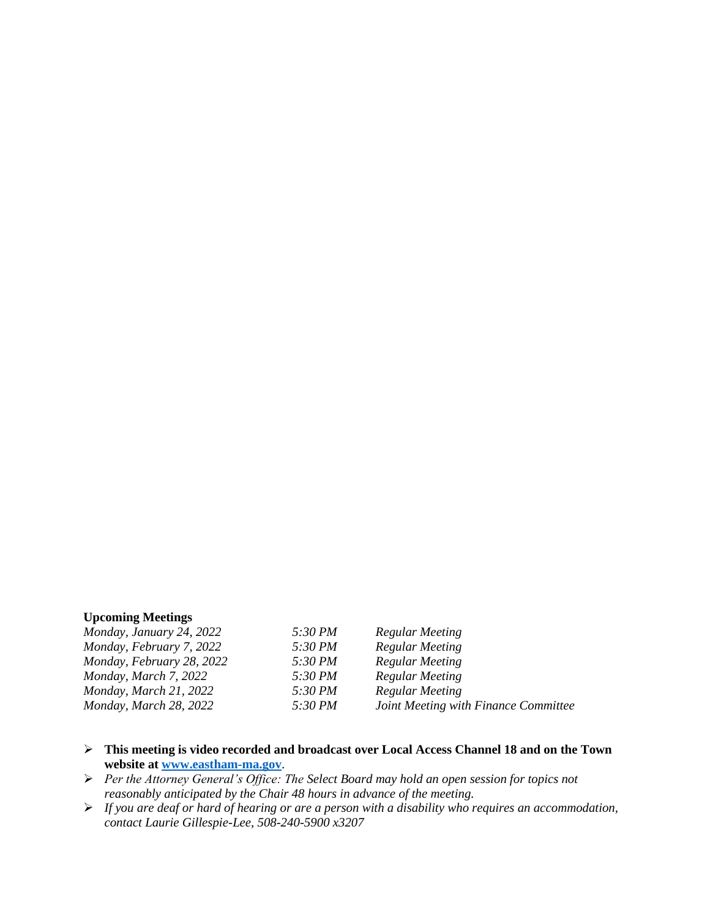**Upcoming Meetings**

| | | |
|---|---|---|
| *Monday, January 24, 2022* | *5:30 PM* | *Regular Meeting* |
| *Monday, February 7, 2022* | *5:30 PM* | *Regular Meeting* |
| *Monday, February 28, 2022* | *5:30 PM* | *Regular Meeting* |
| *Monday, March 7, 2022* | *5:30 PM* | *Regular Meeting* |
| *Monday, March 21, 2022* | *5:30 PM* | *Regular Meeting* |
| *Monday, March 28, 2022* | *5:30 PM* | *Joint Meeting with Finance Committee* |

- **This meeting is video recorded and broadcast over Local Access Channel 18 and on the Town website at [www.eastham-ma.gov](http://www.eastham-ma.gov).**
- *Per the Attorney General's Office: The Select Board may hold an open session for topics not reasonably anticipated by the Chair 48 hours in advance of the meeting.*
- *If you are deaf or hard of hearing or are a person with a disability who requires an accommodation, contact Laurie Gillespie-Lee, 508-240-5900 x3207*